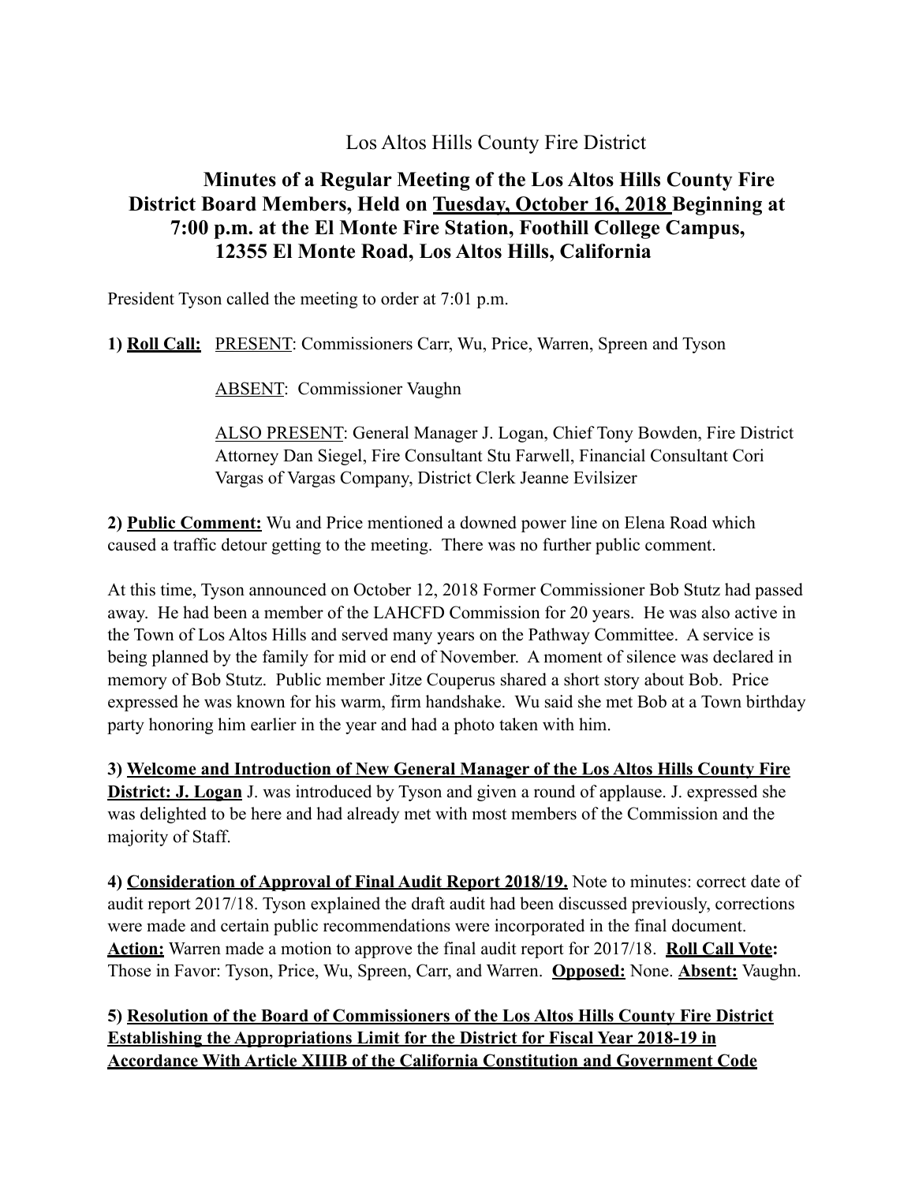Los Altos Hills County Fire District

# Minutes of a Regular Meeting of the Los Altos Hills County Fire District Board Members, Held on Tuesday, October 16, 2018 Beginning at 7:00 p.m. at the El Monte Fire Station, Foothill College Campus, 12355 El Monte Road, Los Altos Hills, California

President Tyson called the meeting to order at 7:01 p.m.

**1) Roll Call:** PRESENT: Commissioners Carr, Wu, Price, Warren, Spreen and Tyson

ABSENT: Commissioner Vaughn

ALSO PRESENT: General Manager J. Logan, Chief Tony Bowden, Fire District Attorney Dan Siegel, Fire Consultant Stu Farwell, Financial Consultant Cori Vargas of Vargas Company, District Clerk Jeanne Evilsizer

**2) Public Comment:** Wu and Price mentioned a downed power line on Elena Road which caused a traffic detour getting to the meeting. There was no further public comment.

At this time, Tyson announced on October 12, 2018 Former Commissioner Bob Stutz had passed away. He had been a member of the LAHCFD Commission for 20 years. He was also active in the Town of Los Altos Hills and served many years on the Pathway Committee. A service is being planned by the family for mid or end of November. A moment of silence was declared in memory of Bob Stutz. Public member Jitze Couperus shared a short story about Bob. Price expressed he was known for his warm, firm handshake. Wu said she met Bob at a Town birthday party honoring him earlier in the year and had a photo taken with him.

**3) Welcome and Introduction of New General Manager of the Los Altos Hills County Fire District: J. Logan** J. was introduced by Tyson and given a round of applause. J. expressed she was delighted to be here and had already met with most members of the Commission and the majority of Staff.

**4) Consideration of Approval of Final Audit Report 2018/19.** Note to minutes: correct date of audit report 2017/18. Tyson explained the draft audit had been discussed previously, corrections were made and certain public recommendations were incorporated in the final document. **Action:** Warren made a motion to approve the final audit report for 2017/18. **Roll Call Vote:** Those in Favor: Tyson, Price, Wu, Spreen, Carr, and Warren. **Opposed:** None. **Absent:** Vaughn.

**5) Resolution of the Board of Commissioners of the Los Altos Hills County Fire District Establishing the Appropriations Limit for the District for Fiscal Year 2018-19 in Accordance With Article XIIIB of the California Constitution and Government Code**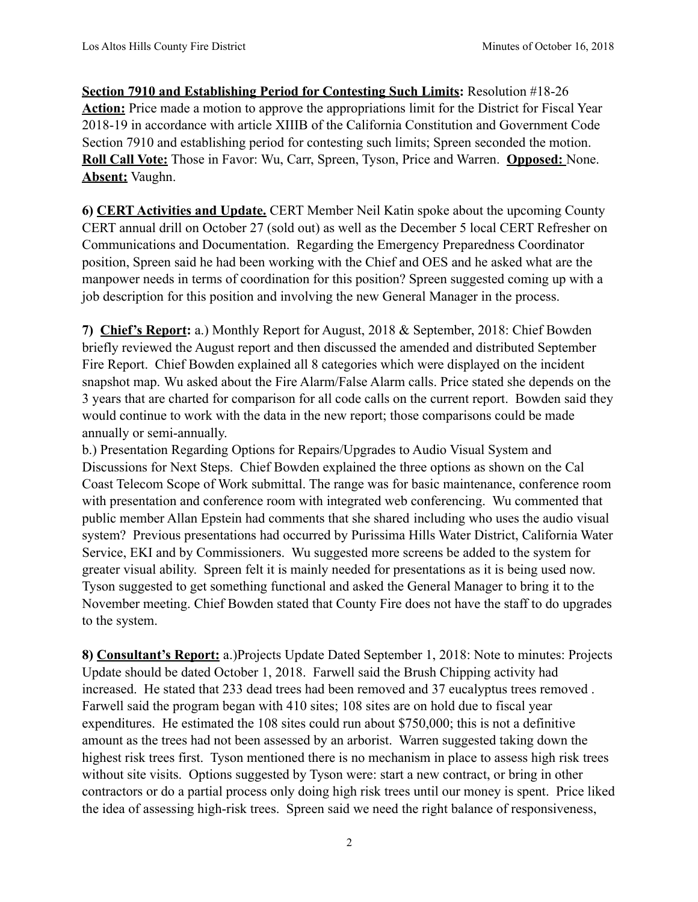**Section 7910 and Establishing Period for Contesting Such Limits:** Resolution #18-26
**Action:** Price made a motion to approve the appropriations limit for the District for Fiscal Year 2018-19 in accordance with article XIIIB of the California Constitution and Government Code Section 7910 and establishing period for contesting such limits; Spreen seconded the motion.
**Roll Call Vote:** Those in Favor: Wu, Carr, Spreen, Tyson, Price and Warren. **Opposed:** None.
**Absent:** Vaughn.

**6) CERT Activities and Update.** CERT Member Neil Katin spoke about the upcoming County CERT annual drill on October 27 (sold out) as well as the December 5 local CERT Refresher on Communications and Documentation. Regarding the Emergency Preparedness Coordinator position, Spreen said he had been working with the Chief and OES and he asked what are the manpower needs in terms of coordination for this position? Spreen suggested coming up with a job description for this position and involving the new General Manager in the process.

**7) Chief's Report:** a.) Monthly Report for August, 2018 & September, 2018: Chief Bowden briefly reviewed the August report and then discussed the amended and distributed September Fire Report. Chief Bowden explained all 8 categories which were displayed on the incident snapshot map. Wu asked about the Fire Alarm/False Alarm calls. Price stated she depends on the 3 years that are charted for comparison for all code calls on the current report. Bowden said they would continue to work with the data in the new report; those comparisons could be made annually or semi-annually.

b.) Presentation Regarding Options for Repairs/Upgrades to Audio Visual System and Discussions for Next Steps. Chief Bowden explained the three options as shown on the Cal Coast Telecom Scope of Work submittal. The range was for basic maintenance, conference room with presentation and conference room with integrated web conferencing. Wu commented that public member Allan Epstein had comments that she shared including who uses the audio visual system? Previous presentations had occurred by Purissima Hills Water District, California Water Service, EKI and by Commissioners. Wu suggested more screens be added to the system for greater visual ability. Spreen felt it is mainly needed for presentations as it is being used now. Tyson suggested to get something functional and asked the General Manager to bring it to the November meeting. Chief Bowden stated that County Fire does not have the staff to do upgrades to the system.

**8) Consultant's Report:** a.)Projects Update Dated September 1, 2018: Note to minutes: Projects Update should be dated October 1, 2018. Farwell said the Brush Chipping activity had increased. He stated that 233 dead trees had been removed and 37 eucalyptus trees removed . Farwell said the program began with 410 sites; 108 sites are on hold due to fiscal year expenditures. He estimated the 108 sites could run about $750,000; this is not a definitive amount as the trees had not been assessed by an arborist. Warren suggested taking down the highest risk trees first. Tyson mentioned there is no mechanism in place to assess high risk trees without site visits. Options suggested by Tyson were: start a new contract, or bring in other contractors or do a partial process only doing high risk trees until our money is spent. Price liked the idea of assessing high-risk trees. Spreen said we need the right balance of responsiveness,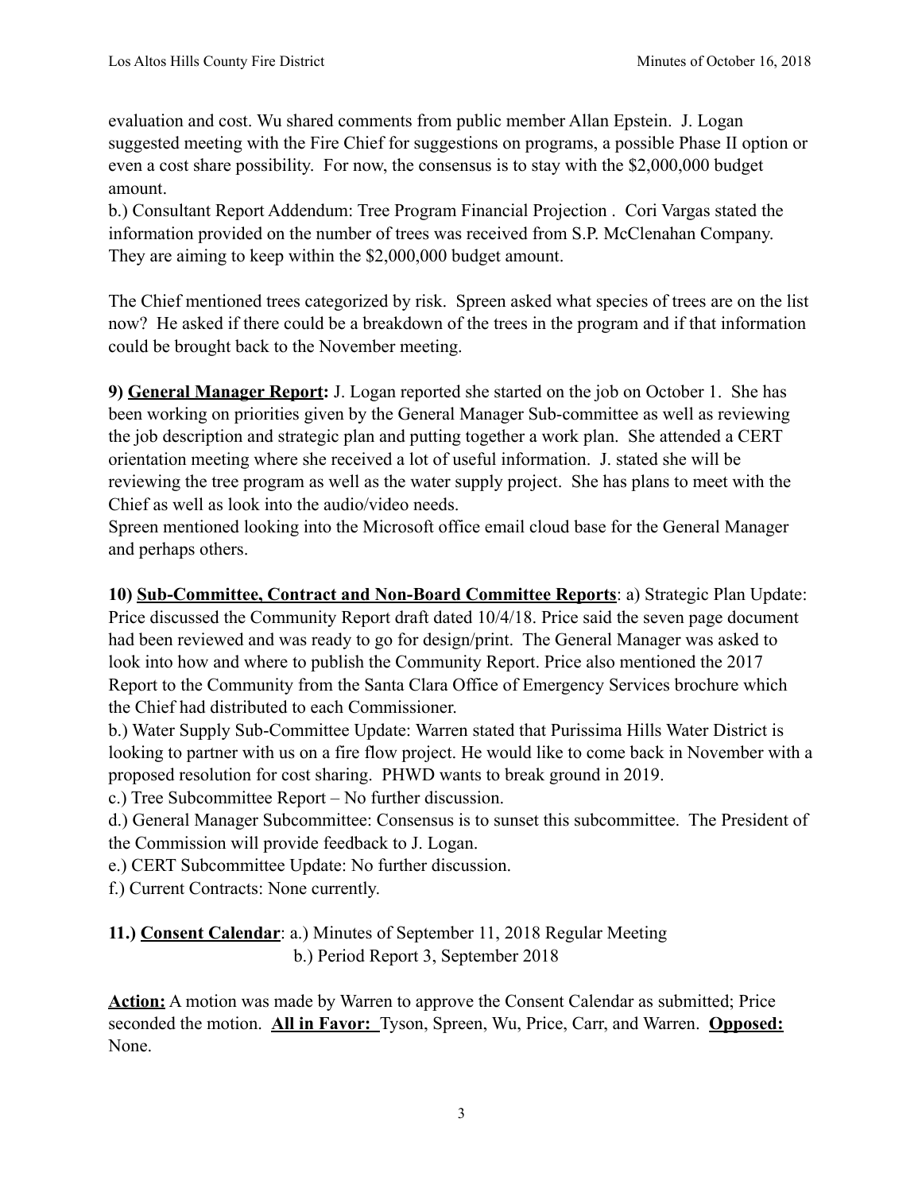evaluation and cost. Wu shared comments from public member Allan Epstein. J. Logan suggested meeting with the Fire Chief for suggestions on programs, a possible Phase II option or even a cost share possibility. For now, the consensus is to stay with the $2,000,000 budget amount.

b.) Consultant Report Addendum: Tree Program Financial Projection . Cori Vargas stated the information provided on the number of trees was received from S.P. McClenahan Company. They are aiming to keep within the $2,000,000 budget amount.

The Chief mentioned trees categorized by risk. Spreen asked what species of trees are on the list now? He asked if there could be a breakdown of the trees in the program and if that information could be brought back to the November meeting.

**9) <u>General Manager Report</u>:** J. Logan reported she started on the job on October 1. She has been working on priorities given by the General Manager Sub-committee as well as reviewing the job description and strategic plan and putting together a work plan. She attended a CERT orientation meeting where she received a lot of useful information. J. stated she will be reviewing the tree program as well as the water supply project. She has plans to meet with the Chief as well as look into the audio/video needs.

Spreen mentioned looking into the Microsoft office email cloud base for the General Manager and perhaps others.

**10) <u>Sub-Committee, Contract and Non-Board Committee Reports</u>**: a) Strategic Plan Update: Price discussed the Community Report draft dated 10/4/18. Price said the seven page document had been reviewed and was ready to go for design/print. The General Manager was asked to look into how and where to publish the Community Report. Price also mentioned the 2017 Report to the Community from the Santa Clara Office of Emergency Services brochure which the Chief had distributed to each Commissioner.

b.) Water Supply Sub-Committee Update: Warren stated that Purissima Hills Water District is looking to partner with us on a fire flow project. He would like to come back in November with a proposed resolution for cost sharing. PHWD wants to break ground in 2019.

c.) Tree Subcommittee Report – No further discussion.

d.) General Manager Subcommittee: Consensus is to sunset this subcommittee. The President of the Commission will provide feedback to J. Logan.

e.) CERT Subcommittee Update: No further discussion.

f.) Current Contracts: None currently.

**11.) <u>Consent Calendar</u>**: a.) Minutes of September 11, 2018 Regular Meeting
b.) Period Report 3, September 2018

**<u>Action:</u>** A motion was made by Warren to approve the Consent Calendar as submitted; Price seconded the motion. **<u>All in Favor:</u>** Tyson, Spreen, Wu, Price, Carr, and Warren. **<u>Opposed:</u>** None.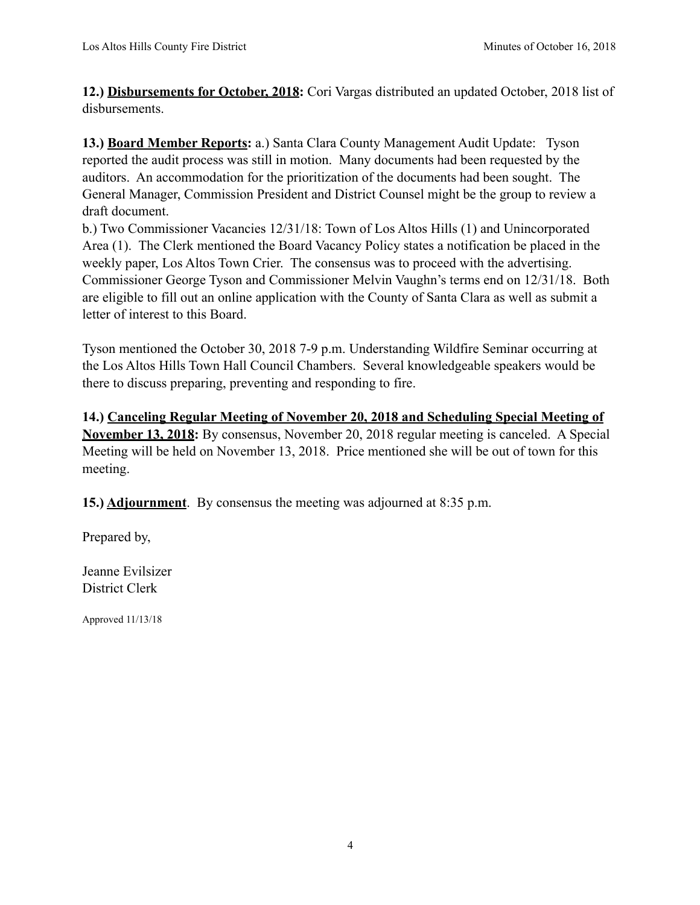**12.) <u>Disbursements for October, 2018</u>:** Cori Vargas distributed an updated October, 2018 list of disbursements.

**13.) <u>Board Member Reports</u>:** a.) Santa Clara County Management Audit Update: Tyson reported the audit process was still in motion. Many documents had been requested by the auditors. An accommodation for the prioritization of the documents had been sought. The General Manager, Commission President and District Counsel might be the group to review a draft document.

b.) Two Commissioner Vacancies 12/31/18: Town of Los Altos Hills (1) and Unincorporated Area (1). The Clerk mentioned the Board Vacancy Policy states a notification be placed in the weekly paper, Los Altos Town Crier. The consensus was to proceed with the advertising. Commissioner George Tyson and Commissioner Melvin Vaughn's terms end on 12/31/18. Both are eligible to fill out an online application with the County of Santa Clara as well as submit a letter of interest to this Board.

Tyson mentioned the October 30, 2018 7-9 p.m. Understanding Wildfire Seminar occurring at the Los Altos Hills Town Hall Council Chambers. Several knowledgeable speakers would be there to discuss preparing, preventing and responding to fire.

**14.) <u>Canceling Regular Meeting of November 20, 2018 and Scheduling Special Meeting of November 13, 2018</u>:** By consensus, November 20, 2018 regular meeting is canceled. A Special Meeting will be held on November 13, 2018. Price mentioned she will be out of town for this meeting.

**15.) <u>Adjournment</u>.** By consensus the meeting was adjourned at 8:35 p.m.

Prepared by,

Jeanne Evilsizer
District Clerk

Approved 11/13/18